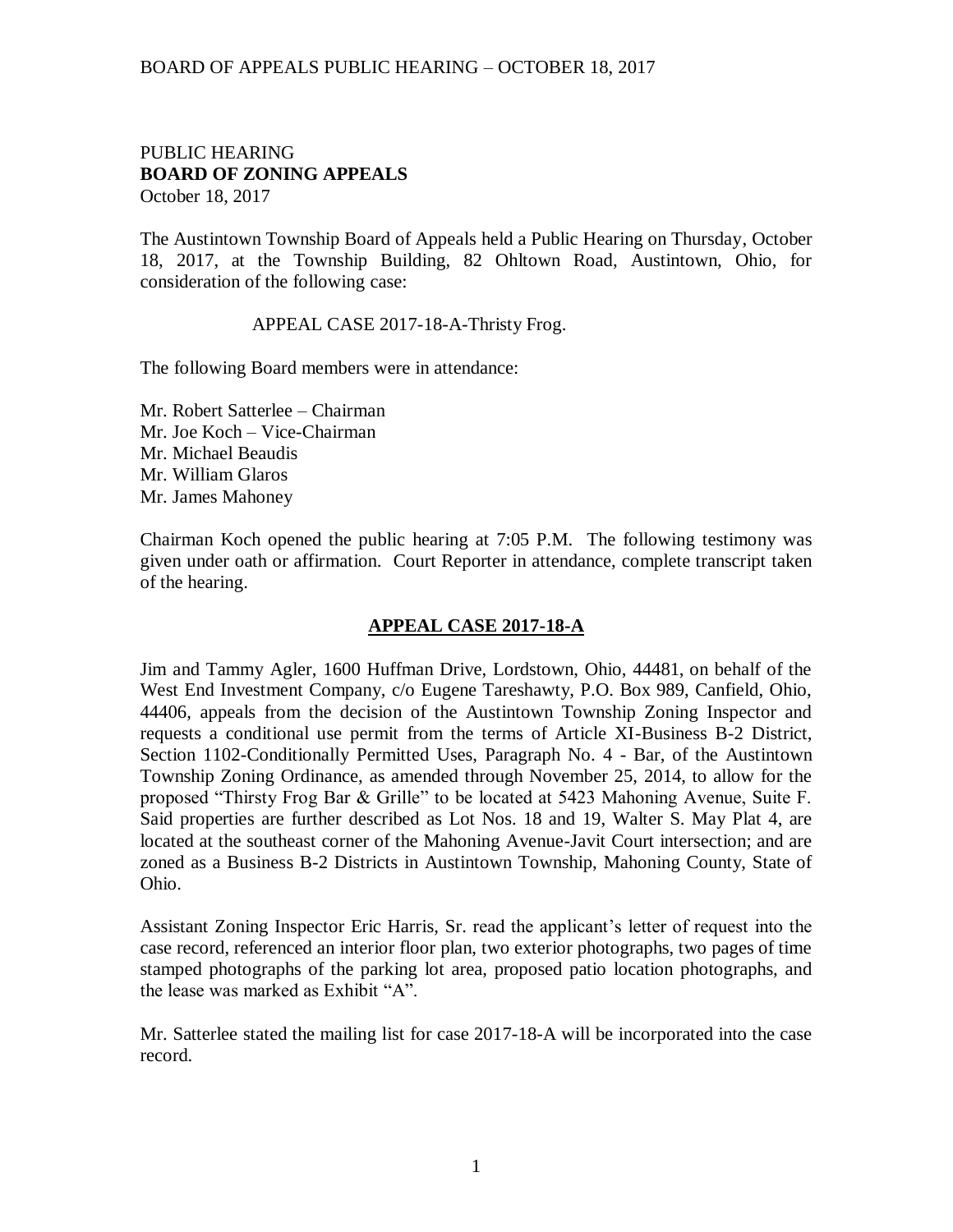PUBLIC HEARING
**BOARD OF ZONING APPEALS**
October 18, 2017

The Austintown Township Board of Appeals held a Public Hearing on Thursday, October 18, 2017, at the Township Building, 82 Ohltown Road, Austintown, Ohio, for consideration of the following case:

APPEAL CASE 2017-18-A-Thristy Frog.

The following Board members were in attendance:

Mr. Robert Satterlee – Chairman
Mr. Joe Koch – Vice-Chairman
Mr. Michael Beaudis
Mr. William Glaros
Mr. James Mahoney

Chairman Koch opened the public hearing at 7:05 P.M. The following testimony was given under oath or affirmation. Court Reporter in attendance, complete transcript taken of the hearing.

## APPEAL CASE 2017-18-A

Jim and Tammy Agler, 1600 Huffman Drive, Lordstown, Ohio, 44481, on behalf of the West End Investment Company, c/o Eugene Tareshawty, P.O. Box 989, Canfield, Ohio, 44406, appeals from the decision of the Austintown Township Zoning Inspector and requests a conditional use permit from the terms of Article XI-Business B-2 District, Section 1102-Conditionally Permitted Uses, Paragraph No. 4 - Bar, of the Austintown Township Zoning Ordinance, as amended through November 25, 2014, to allow for the proposed "Thirsty Frog Bar & Grille" to be located at 5423 Mahoning Avenue, Suite F. Said properties are further described as Lot Nos. 18 and 19, Walter S. May Plat 4, are located at the southeast corner of the Mahoning Avenue-Javit Court intersection; and are zoned as a Business B-2 Districts in Austintown Township, Mahoning County, State of Ohio.

Assistant Zoning Inspector Eric Harris, Sr. read the applicant's letter of request into the case record, referenced an interior floor plan, two exterior photographs, two pages of time stamped photographs of the parking lot area, proposed patio location photographs, and the lease was marked as Exhibit "A".

Mr. Satterlee stated the mailing list for case 2017-18-A will be incorporated into the case record.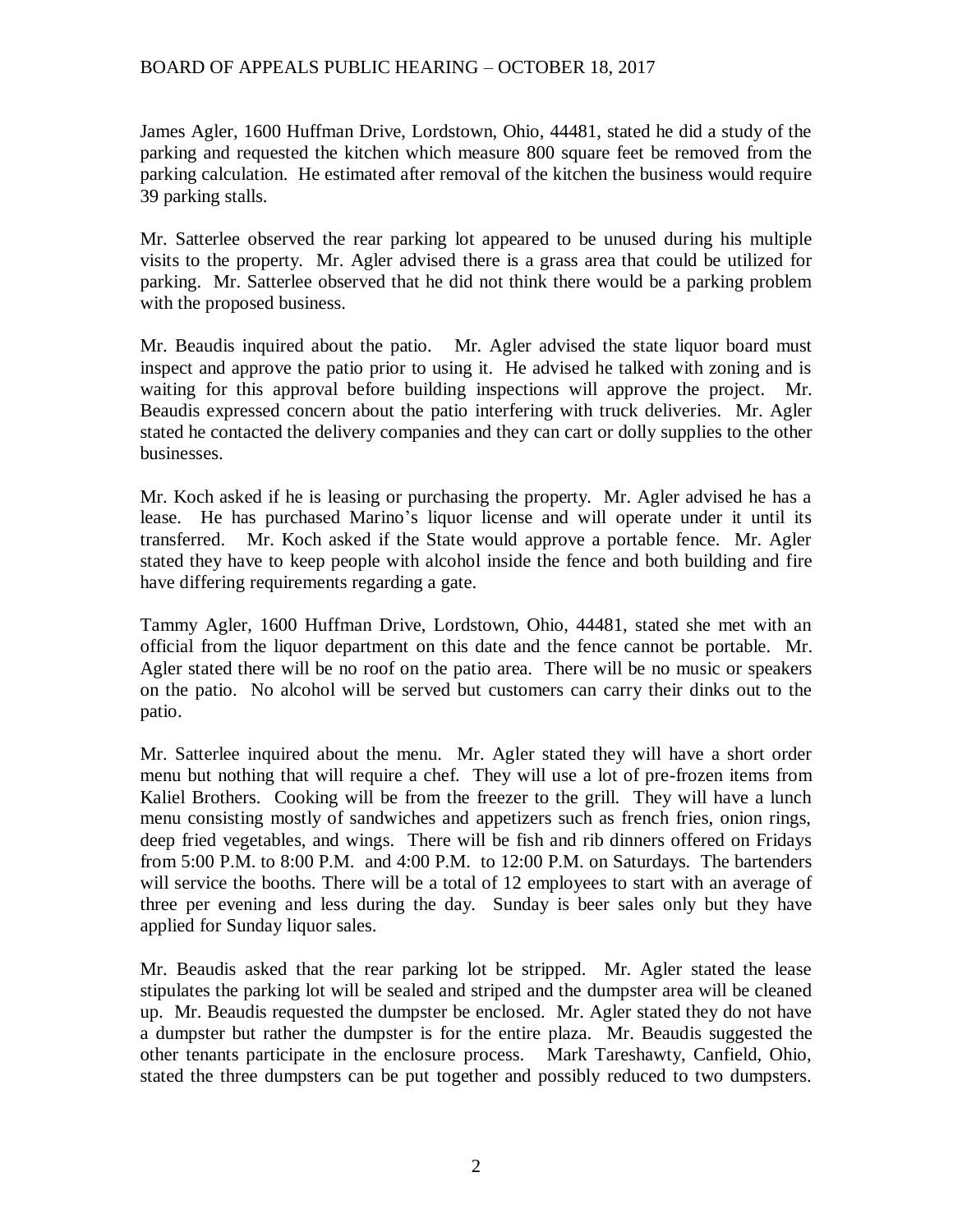James Agler, 1600 Huffman Drive, Lordstown, Ohio, 44481, stated he did a study of the parking and requested the kitchen which measure 800 square feet be removed from the parking calculation. He estimated after removal of the kitchen the business would require 39 parking stalls.

Mr. Satterlee observed the rear parking lot appeared to be unused during his multiple visits to the property. Mr. Agler advised there is a grass area that could be utilized for parking. Mr. Satterlee observed that he did not think there would be a parking problem with the proposed business.

Mr. Beaudis inquired about the patio. Mr. Agler advised the state liquor board must inspect and approve the patio prior to using it. He advised he talked with zoning and is waiting for this approval before building inspections will approve the project. Mr. Beaudis expressed concern about the patio interfering with truck deliveries. Mr. Agler stated he contacted the delivery companies and they can cart or dolly supplies to the other businesses.

Mr. Koch asked if he is leasing or purchasing the property. Mr. Agler advised he has a lease. He has purchased Marino's liquor license and will operate under it until its transferred. Mr. Koch asked if the State would approve a portable fence. Mr. Agler stated they have to keep people with alcohol inside the fence and both building and fire have differing requirements regarding a gate.

Tammy Agler, 1600 Huffman Drive, Lordstown, Ohio, 44481, stated she met with an official from the liquor department on this date and the fence cannot be portable. Mr. Agler stated there will be no roof on the patio area. There will be no music or speakers on the patio. No alcohol will be served but customers can carry their dinks out to the patio.

Mr. Satterlee inquired about the menu. Mr. Agler stated they will have a short order menu but nothing that will require a chef. They will use a lot of pre-frozen items from Kaliel Brothers. Cooking will be from the freezer to the grill. They will have a lunch menu consisting mostly of sandwiches and appetizers such as french fries, onion rings, deep fried vegetables, and wings. There will be fish and rib dinners offered on Fridays from 5:00 P.M. to 8:00 P.M. and 4:00 P.M. to 12:00 P.M. on Saturdays. The bartenders will service the booths. There will be a total of 12 employees to start with an average of three per evening and less during the day. Sunday is beer sales only but they have applied for Sunday liquor sales.

Mr. Beaudis asked that the rear parking lot be stripped. Mr. Agler stated the lease stipulates the parking lot will be sealed and striped and the dumpster area will be cleaned up. Mr. Beaudis requested the dumpster be enclosed. Mr. Agler stated they do not have a dumpster but rather the dumpster is for the entire plaza. Mr. Beaudis suggested the other tenants participate in the enclosure process. Mark Tareshawty, Canfield, Ohio, stated the three dumpsters can be put together and possibly reduced to two dumpsters.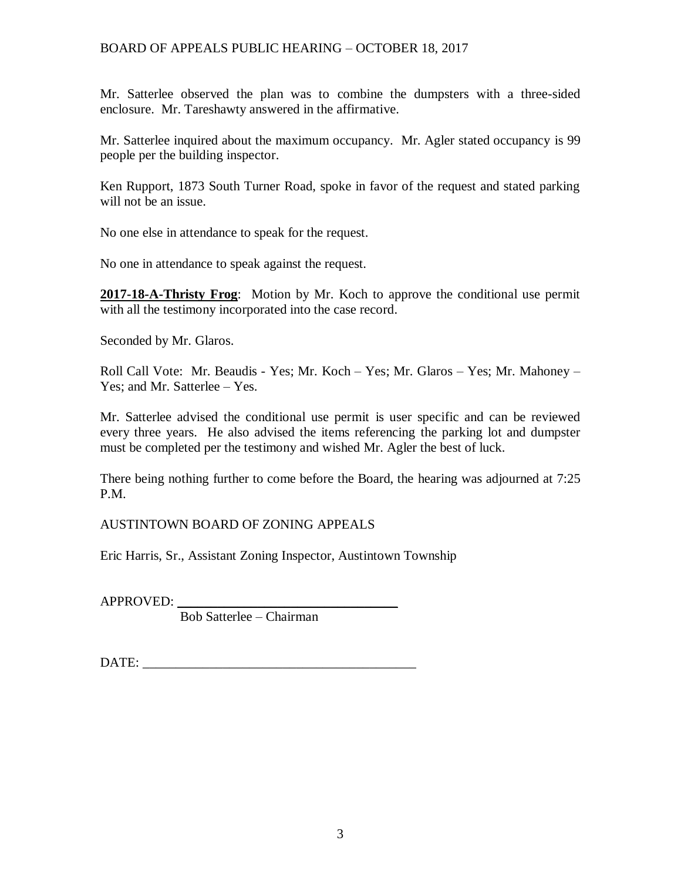Mr. Satterlee observed the plan was to combine the dumpsters with a three-sided enclosure. Mr. Tareshawty answered in the affirmative.

Mr. Satterlee inquired about the maximum occupancy. Mr. Agler stated occupancy is 99 people per the building inspector.

Ken Rupport, 1873 South Turner Road, spoke in favor of the request and stated parking will not be an issue.

No one else in attendance to speak for the request.

No one in attendance to speak against the request.

**2017-18-A-Thristy Frog**: Motion by Mr. Koch to approve the conditional use permit with all the testimony incorporated into the case record.

Seconded by Mr. Glaros.

Roll Call Vote: Mr. Beaudis - Yes; Mr. Koch – Yes; Mr. Glaros – Yes; Mr. Mahoney – Yes; and Mr. Satterlee – Yes.

Mr. Satterlee advised the conditional use permit is user specific and can be reviewed every three years. He also advised the items referencing the parking lot and dumpster must be completed per the testimony and wished Mr. Agler the best of luck.

There being nothing further to come before the Board, the hearing was adjourned at 7:25 P.M.

AUSTINTOWN BOARD OF ZONING APPEALS

Eric Harris, Sr., Assistant Zoning Inspector, Austintown Township

APPROVED: ________________________________
Bob Satterlee – Chairman

DATE: ________________________________________